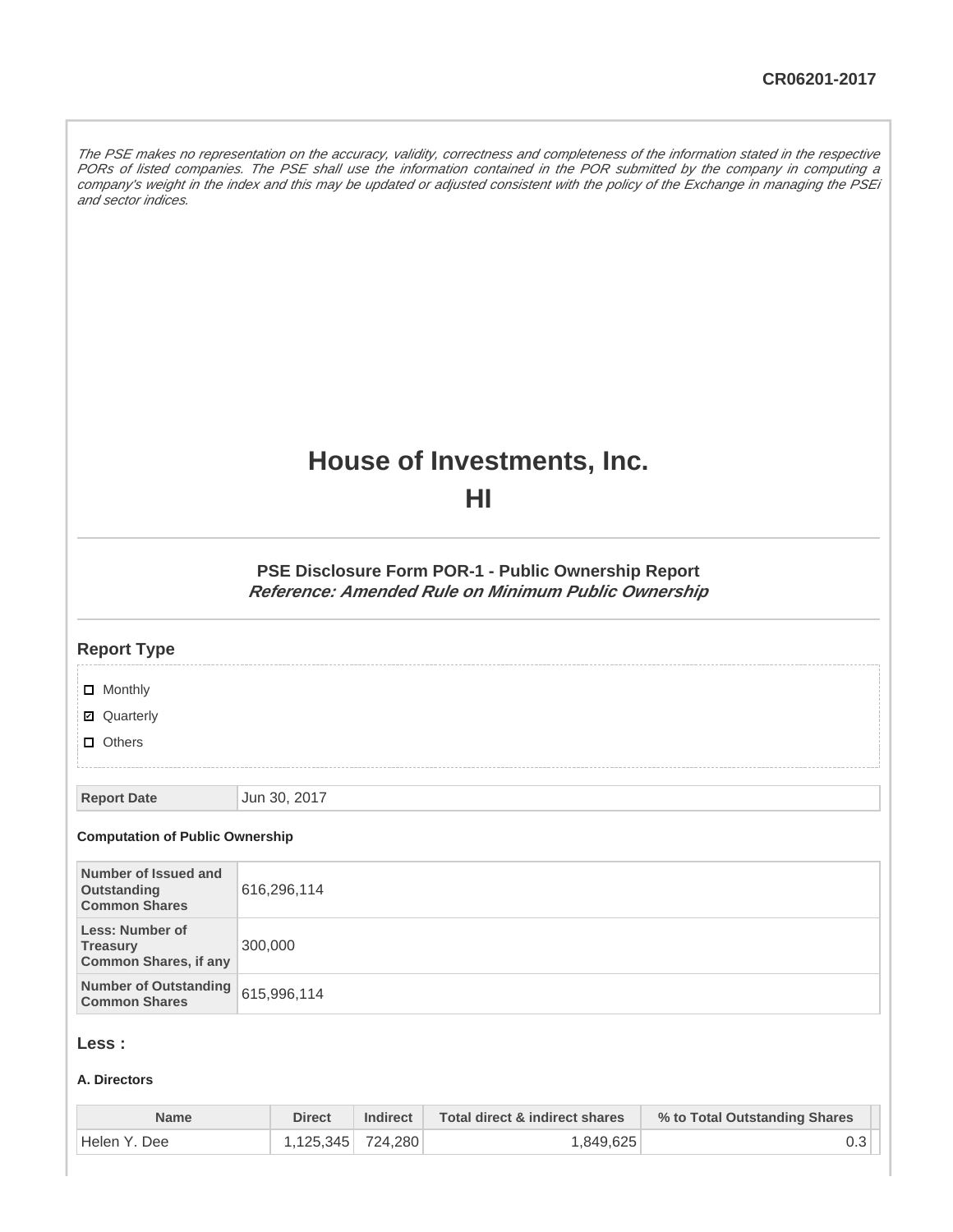CR06201-2017

*The PSE makes no representation on the accuracy, validity, correctness and completeness of the information stated in the respective PORs of listed companies. The PSE shall use the information contained in the POR submitted by the company in computing a company's weight in the index and this may be updated or adjusted consistent with the policy of the Exchange in managing the PSEi and sector indices.*

# House of Investments, Inc.

# HI

### PSE Disclosure Form POR-1 - Public Ownership Report

***Reference: Amended Rule on Minimum Public Ownership***

## Report Type

- ☐ Monthly
- ☑ Quarterly
- ☐ Others

| | |
|---|---|
| **Report Date** | Jun 30, 2017 |

**Computation of Public Ownership**

| | |
|---|---|
| **Number of Issued and Outstanding Common Shares** | 616,296,114 |
| **Less: Number of Treasury Common Shares, if any** | 300,000 |
| **Number of Outstanding Common Shares** | 615,996,114 |

## Less :

**A. Directors**

| Name | Direct | Indirect | Total direct & indirect shares | % to Total Outstanding Shares |
|---|---|---|---|---|
| Helen Y. Dee | 1,125,345 | 724,280 | 1,849,625 | 0.3 |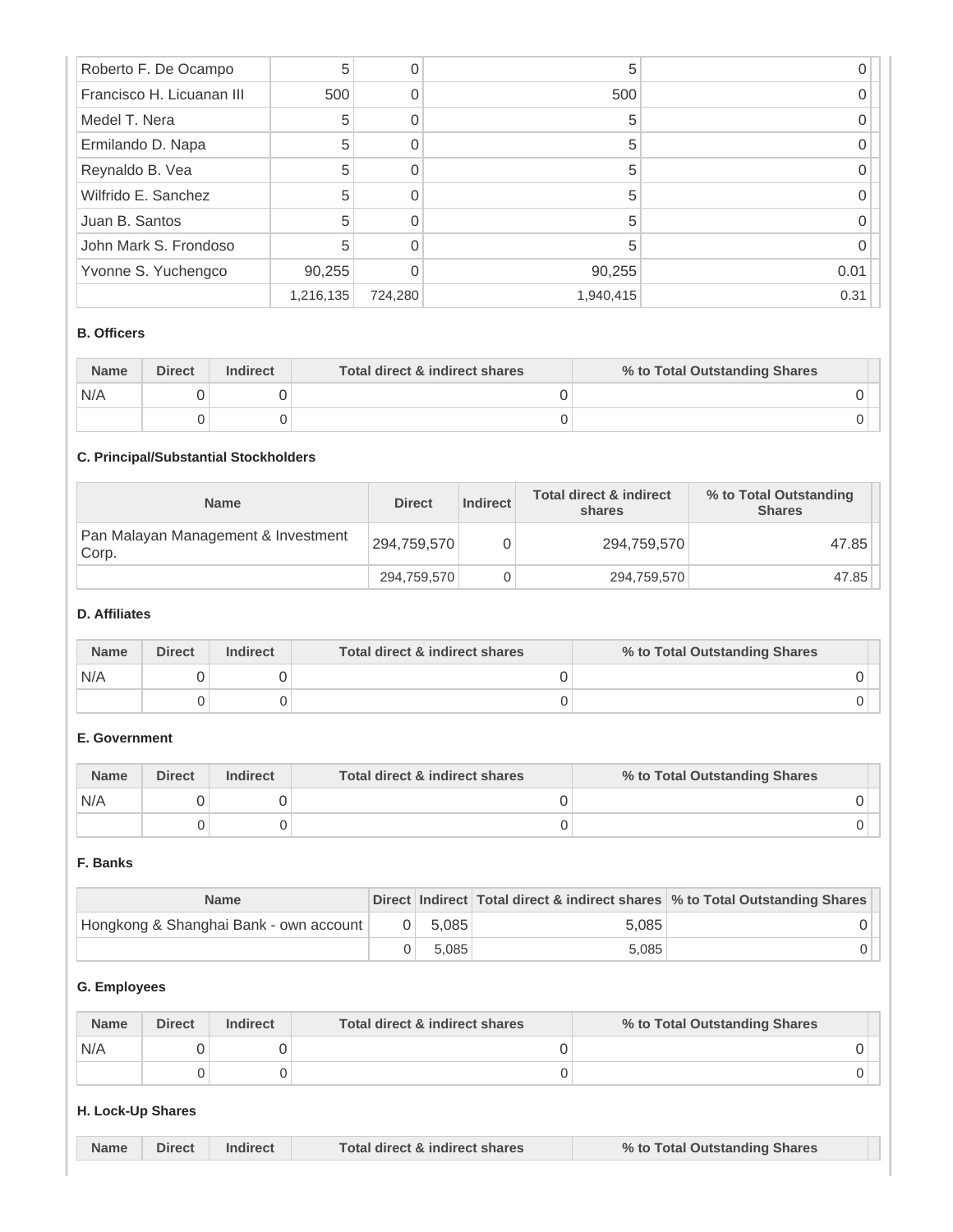| | | | | |
|---|---|---|---|---|
| Roberto F. De Ocampo | 5 | 0 | 5 | 0 |
| Francisco H. Licuanan III | 500 | 0 | 500 | 0 |
| Medel T. Nera | 5 | 0 | 5 | 0 |
| Ermilando D. Napa | 5 | 0 | 5 | 0 |
| Reynaldo B. Vea | 5 | 0 | 5 | 0 |
| Wilfrido E. Sanchez | 5 | 0 | 5 | 0 |
| Juan B. Santos | 5 | 0 | 5 | 0 |
| John Mark S. Frondoso | 5 | 0 | 5 | 0 |
| Yvonne S. Yuchengco | 90,255 | 0 | 90,255 | 0.01 |
| | 1,216,135 | 724,280 | 1,940,415 | 0.31 |

**B. Officers**

| Name | Direct | Indirect | Total direct & indirect shares | % to Total Outstanding Shares |
|---|---|---|---|---|
| N/A | 0 | 0 | 0 | 0 |
| | 0 | 0 | 0 | 0 |

**C. Principal/Substantial Stockholders**

| Name | Direct | Indirect | Total direct & indirect shares | % to Total Outstanding Shares |
|---|---|---|---|---|
| Pan Malayan Management & Investment Corp. | 294,759,570 | 0 | 294,759,570 | 47.85 |
| | 294,759,570 | 0 | 294,759,570 | 47.85 |

**D. Affiliates**

| Name | Direct | Indirect | Total direct & indirect shares | % to Total Outstanding Shares |
|---|---|---|---|---|
| N/A | 0 | 0 | 0 | 0 |
| | 0 | 0 | 0 | 0 |

**E. Government**

| Name | Direct | Indirect | Total direct & indirect shares | % to Total Outstanding Shares |
|---|---|---|---|---|
| N/A | 0 | 0 | 0 | 0 |
| | 0 | 0 | 0 | 0 |

**F. Banks**

| Name | Direct | Indirect | Total direct & indirect shares | % to Total Outstanding Shares |
|---|---|---|---|---|
| Hongkong & Shanghai Bank - own account | 0 | 5,085 | 5,085 | 0 |
| | 0 | 5,085 | 5,085 | 0 |

**G. Employees**

| Name | Direct | Indirect | Total direct & indirect shares | % to Total Outstanding Shares |
|---|---|---|---|---|
| N/A | 0 | 0 | 0 | 0 |
| | 0 | 0 | 0 | 0 |

**H. Lock-Up Shares**

| Name | Direct | Indirect | Total direct & indirect shares | % to Total Outstanding Shares |
|---|---|---|---|---|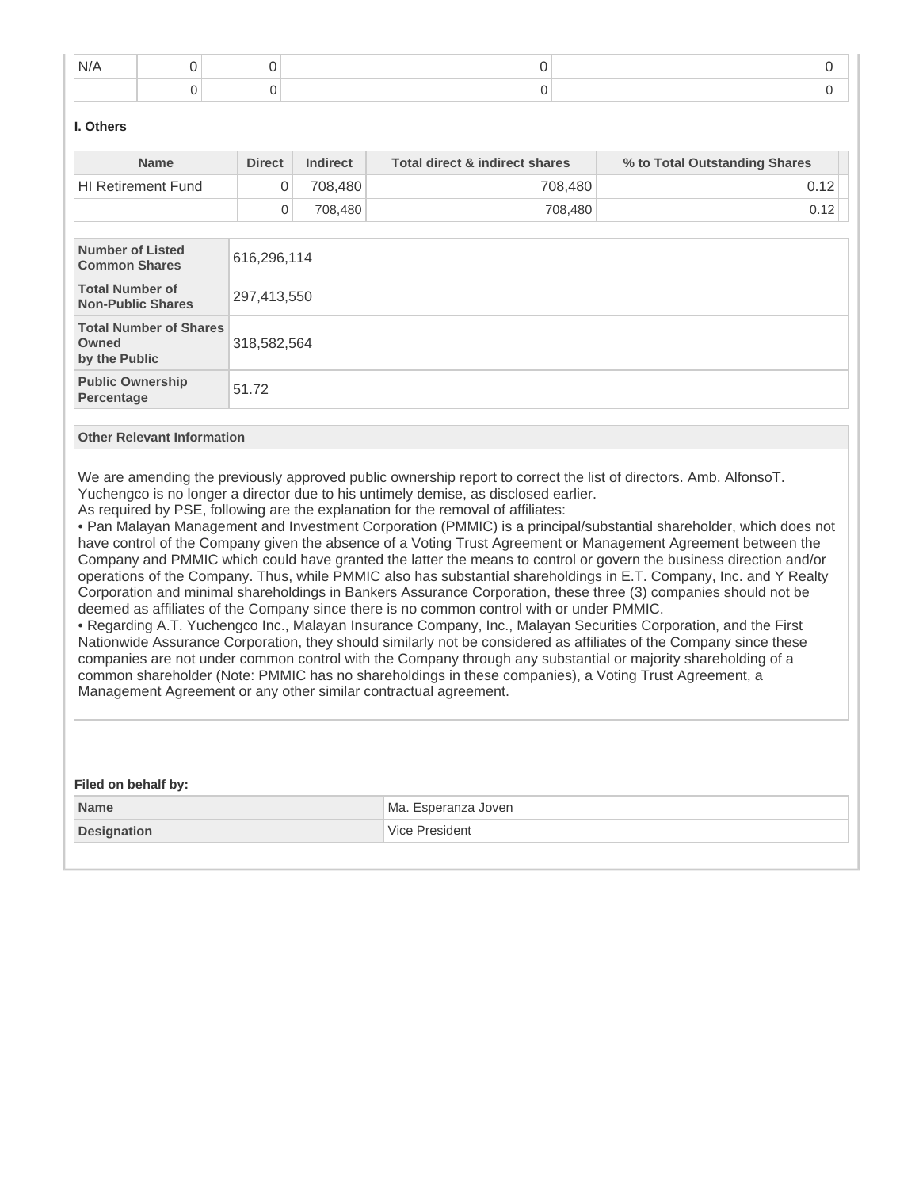| | | | | |
|---|---|---|---|---|
| N/A | 0 | 0 | 0 | 0 |
| | 0 | 0 | 0 | 0 |

**I. Others**

| Name | Direct | Indirect | Total direct & indirect shares | % to Total Outstanding Shares |
|---|---|---|---|---|
| HI Retirement Fund | 0 | 708,480 | 708,480 | 0.12 |
| | 0 | 708,480 | 708,480 | 0.12 |

| | |
|---|---|
| **Number of Listed Common Shares** | 616,296,114 |
| **Total Number of Non-Public Shares** | 297,413,550 |
| **Total Number of Shares Owned by the Public** | 318,582,564 |
| **Public Ownership Percentage** | 51.72 |

**Other Relevant Information**

We are amending the previously approved public ownership report to correct the list of directors. Amb. AlfonsoT. Yuchengco is no longer a director due to his untimely demise, as disclosed earlier.
As required by PSE, following are the explanation for the removal of affiliates:
• Pan Malayan Management and Investment Corporation (PMMIC) is a principal/substantial shareholder, which does not have control of the Company given the absence of a Voting Trust Agreement or Management Agreement between the Company and PMMIC which could have granted the latter the means to control or govern the business direction and/or operations of the Company. Thus, while PMMIC also has substantial shareholdings in E.T. Company, Inc. and Y Realty Corporation and minimal shareholdings in Bankers Assurance Corporation, these three (3) companies should not be deemed as affiliates of the Company since there is no common control with or under PMMIC.
• Regarding A.T. Yuchengco Inc., Malayan Insurance Company, Inc., Malayan Securities Corporation, and the First Nationwide Assurance Corporation, they should similarly not be considered as affiliates of the Company since these companies are not under common control with the Company through any substantial or majority shareholding of a common shareholder (Note: PMMIC has no shareholdings in these companies), a Voting Trust Agreement, a Management Agreement or any other similar contractual agreement.

**Filed on behalf by:**

| | |
|---|---|
| **Name** | Ma. Esperanza Joven |
| **Designation** | Vice President |